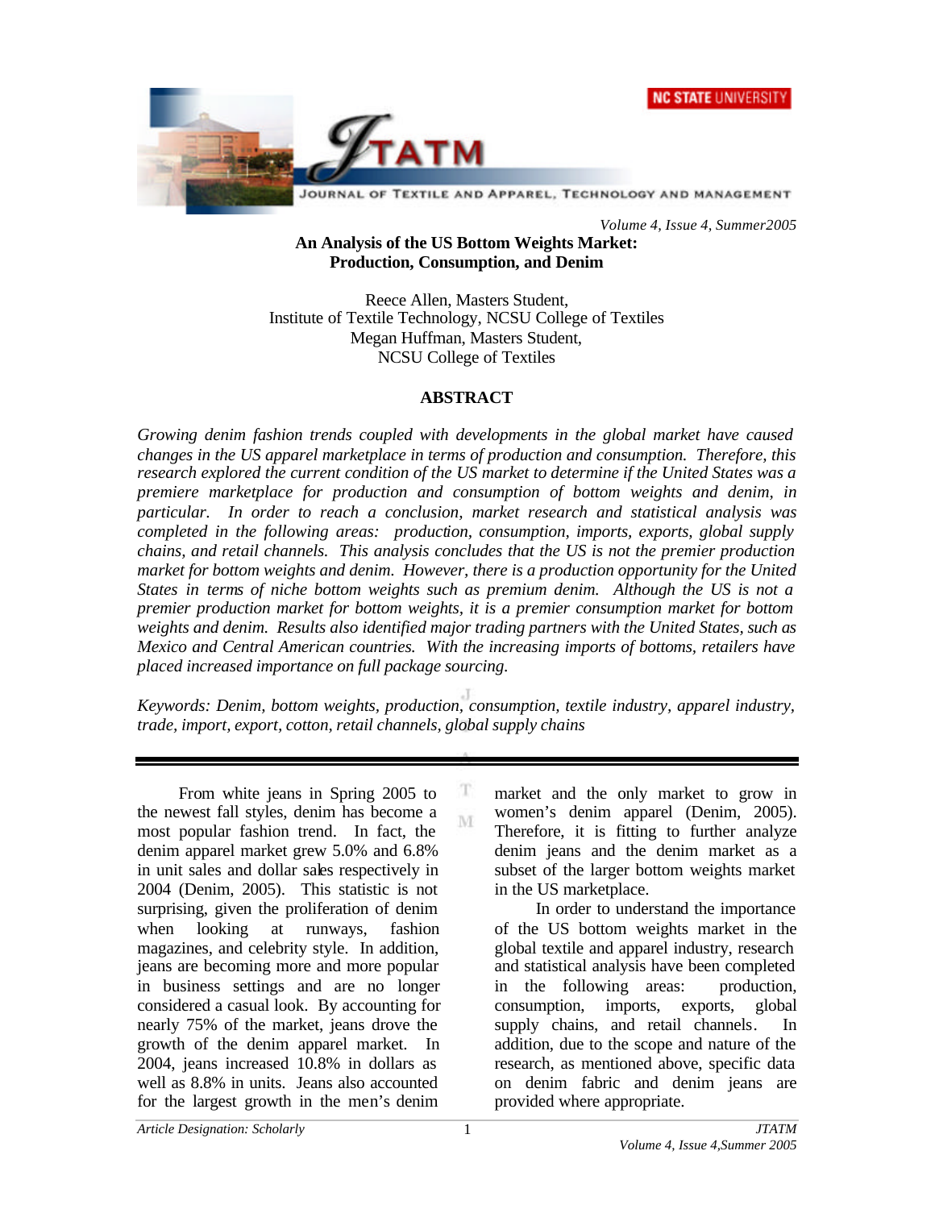# An Analysis of the US Bottom Weights Market: Production, Consumption, and Denim

Reece Allen, Masters Student,
Institute of Textile Technology, NCSU College of Textiles
Megan Huffman, Masters Student,
NCSU College of Textiles

## ABSTRACT

*Growing denim fashion trends coupled with developments in the global market have caused changes in the US apparel marketplace in terms of production and consumption. Therefore, this research explored the current condition of the US market to determine if the United States was a premiere marketplace for production and consumption of bottom weights and denim, in particular. In order to reach a conclusion, market research and statistical analysis was completed in the following areas: production, consumption, imports, exports, global supply chains, and retail channels. This analysis concludes that the US is not the premier production market for bottom weights and denim. However, there is a production opportunity for the United States in terms of niche bottom weights such as premium denim. Although the US is not a premier production market for bottom weights, it is a premier consumption market for bottom weights and denim. Results also identified major trading partners with the United States, such as Mexico and Central American countries. With the increasing imports of bottoms, retailers have placed increased importance on full package sourcing.*

*Keywords: Denim, bottom weights, production, consumption, textile industry, apparel industry, trade, import, export, cotton, retail channels, global supply chains*

---

From white jeans in Spring 2005 to the newest fall styles, denim has become a most popular fashion trend. In fact, the denim apparel market grew 5.0% and 6.8% in unit sales and dollar sales respectively in 2004 (Denim, 2005). This statistic is not surprising, given the proliferation of denim when looking at runways, fashion magazines, and celebrity style. In addition, jeans are becoming more and more popular in business settings and are no longer considered a casual look. By accounting for nearly 75% of the market, jeans drove the growth of the denim apparel market. In 2004, jeans increased 10.8% in dollars as well as 8.8% in units. Jeans also accounted for the largest growth in the men's denim market and the only market to grow in women's denim apparel (Denim, 2005). Therefore, it is fitting to further analyze denim jeans and the denim market as a subset of the larger bottom weights market in the US marketplace.

In order to understand the importance of the US bottom weights market in the global textile and apparel industry, research and statistical analysis have been completed in the following areas: production, consumption, imports, exports, global supply chains, and retail channels. In addition, due to the scope and nature of the research, as mentioned above, specific data on denim fabric and denim jeans are provided where appropriate.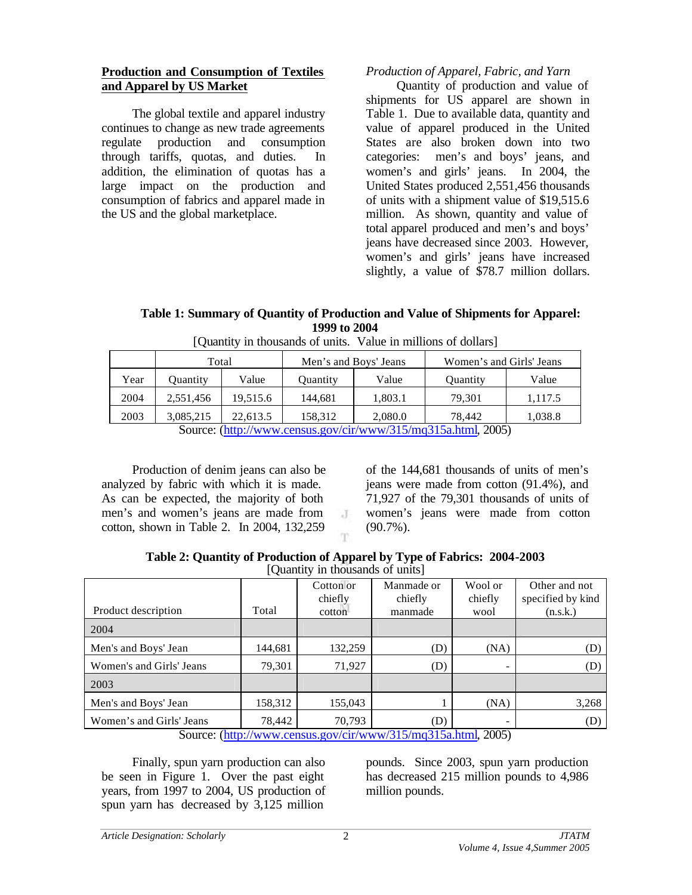## Production and Consumption of Textiles and Apparel by US Market

The global textile and apparel industry continues to change as new trade agreements regulate production and consumption through tariffs, quotas, and duties. In addition, the elimination of quotas has a large impact on the production and consumption of fabrics and apparel made in the US and the global marketplace.

### *Production of Apparel, Fabric, and Yarn*

Quantity of production and value of shipments for US apparel are shown in Table 1. Due to available data, quantity and value of apparel produced in the United States are also broken down into two categories: men's and boys' jeans, and women's and girls' jeans. In 2004, the United States produced 2,551,456 thousands of units with a shipment value of $19,515.6 million. As shown, quantity and value of total apparel produced and men's and boys' jeans have decreased since 2003. However, women's and girls' jeans have increased slightly, a value of $78.7 million dollars.

**Table 1: Summary of Quantity of Production and Value of Shipments for Apparel: 1999 to 2004**

[Quantity in thousands of units. Value in millions of dollars]

| | Total | | Men's and Boys' Jeans | | Women's and Girls' Jeans | |
|---|---|---|---|---|---|---|
| Year | Quantity | Value | Quantity | Value | Quantity | Value |
| 2004 | 2,551,456 | 19,515.6 | 144,681 | 1,803.1 | 79,301 | 1,117.5 |
| 2003 | 3,085,215 | 22,613.5 | 158,312 | 2,080.0 | 78,442 | 1,038.8 |

Source: (http://www.census.gov/cir/www/315/mq315a.html, 2005)

Production of denim jeans can also be analyzed by fabric with which it is made. As can be expected, the majority of both men's and women's jeans are made from cotton, shown in Table 2. In 2004, 132,259 of the 144,681 thousands of units of men's jeans were made from cotton (91.4%), and 71,927 of the 79,301 thousands of units of women's jeans were made from cotton (90.7%).

**Table 2: Quantity of Production of Apparel by Type of Fabrics: 2004-2003**

[Quantity in thousands of units]

| Product description | Total | Cotton or chiefly cotton | Manmade or chiefly manmade | Wool or chiefly wool | Other and not specified by kind (n.s.k.) |
|---|---|---|---|---|---|
| 2004 | | | | | |
| Men's and Boys' Jean | 144,681 | 132,259 | (D) | (NA) | (D) |
| Women's and Girls' Jeans | 79,301 | 71,927 | (D) | - | (D) |
| 2003 | | | | | |
| Men's and Boys' Jean | 158,312 | 155,043 | 1 | (NA) | 3,268 |
| Women's and Girls' Jeans | 78,442 | 70,793 | (D) | - | (D) |

Source: (http://www.census.gov/cir/www/315/mq315a.html, 2005)

Finally, spun yarn production can also be seen in Figure 1. Over the past eight years, from 1997 to 2004, US production of spun yarn has decreased by 3,125 million pounds. Since 2003, spun yarn production has decreased 215 million pounds to 4,986 million pounds.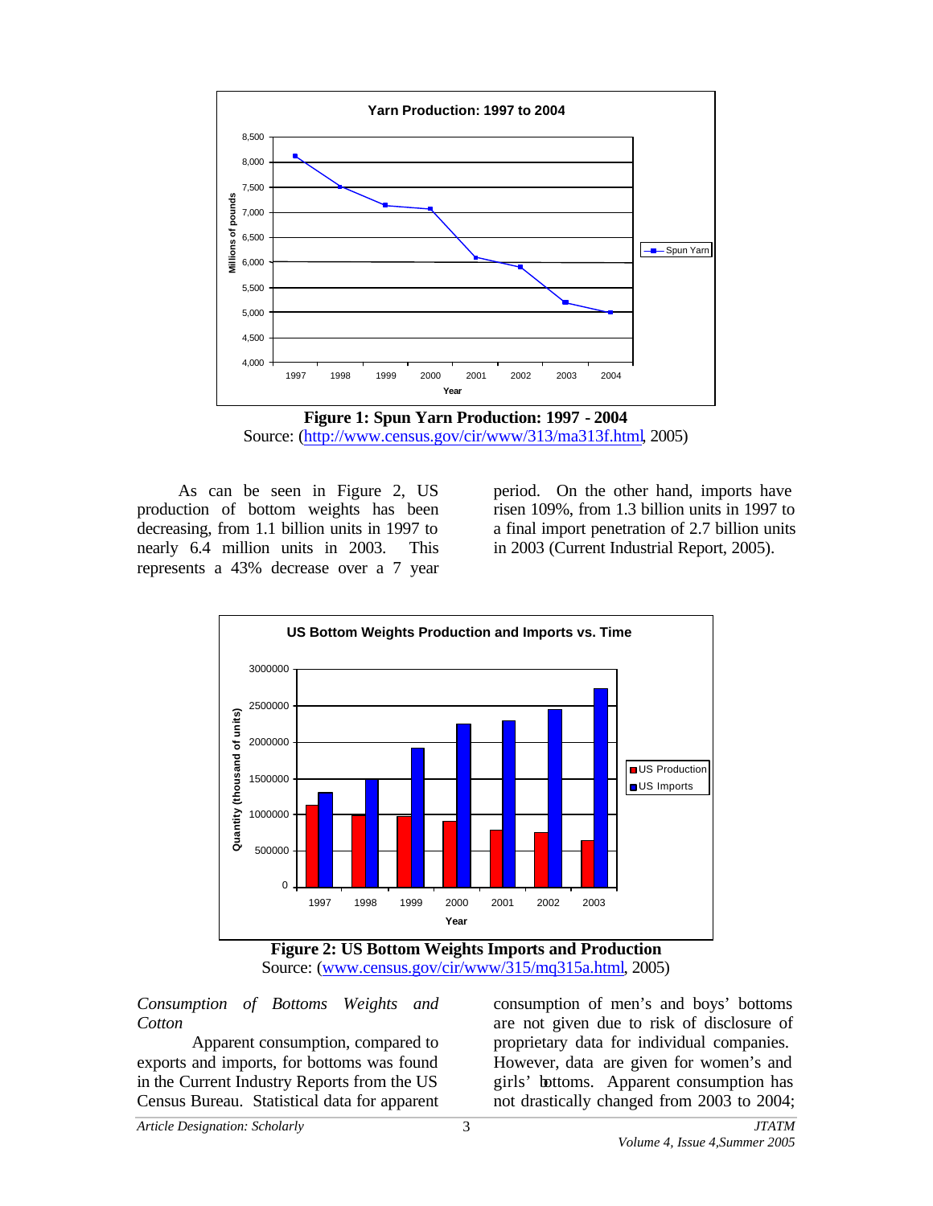**Figure 1: Spun Yarn Production: 1997 - 2004**
Source: (http://www.census.gov/cir/www/313/ma313f.html, 2005)

As can be seen in Figure 2, US production of bottom weights has been decreasing, from 1.1 billion units in 1997 to nearly 6.4 million units in 2003. This represents a 43% decrease over a 7 year period. On the other hand, imports have risen 109%, from 1.3 billion units in 1997 to a final import penetration of 2.7 billion units in 2003 (Current Industrial Report, 2005).

**Figure 2: US Bottom Weights Imports and Production**
Source: (www.census.gov/cir/www/315/mq315a.html, 2005)

*Consumption of Bottoms Weights and Cotton*

Apparent consumption, compared to exports and imports, for bottoms was found in the Current Industry Reports from the US Census Bureau. Statistical data for apparent consumption of men's and boys' bottoms are not given due to risk of disclosure of proprietary data for individual companies. However, data are given for women's and girls' bottoms. Apparent consumption has not drastically changed from 2003 to 2004;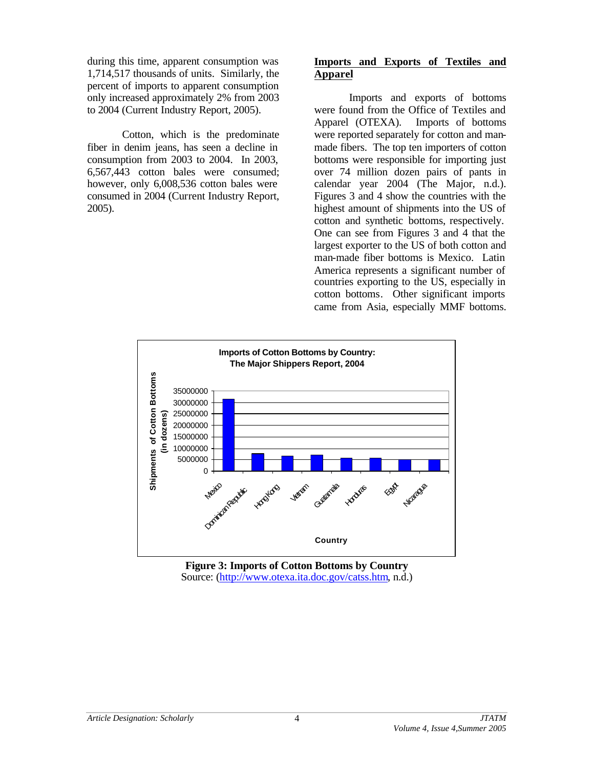during this time, apparent consumption was 1,714,517 thousands of units. Similarly, the percent of imports to apparent consumption only increased approximately 2% from 2003 to 2004 (Current Industry Report, 2005).

Cotton, which is the predominate fiber in denim jeans, has seen a decline in consumption from 2003 to 2004. In 2003, 6,567,443 cotton bales were consumed; however, only 6,008,536 cotton bales were consumed in 2004 (Current Industry Report, 2005).

## Imports and Exports of Textiles and Apparel

Imports and exports of bottoms were found from the Office of Textiles and Apparel (OTEXA). Imports of bottoms were reported separately for cotton and man-made fibers. The top ten importers of cotton bottoms were responsible for importing just over 74 million dozen pairs of pants in calendar year 2004 (The Major, n.d.). Figures 3 and 4 show the countries with the highest amount of shipments into the US of cotton and synthetic bottoms, respectively. One can see from Figures 3 and 4 that the largest exporter to the US of both cotton and man-made fiber bottoms is Mexico. Latin America represents a significant number of countries exporting to the US, especially in cotton bottoms. Other significant imports came from Asia, especially MMF bottoms.

**Figure 3: Imports of Cotton Bottoms by Country**
Source: (http://www.otexa.ita.doc.gov/catss.htm, n.d.)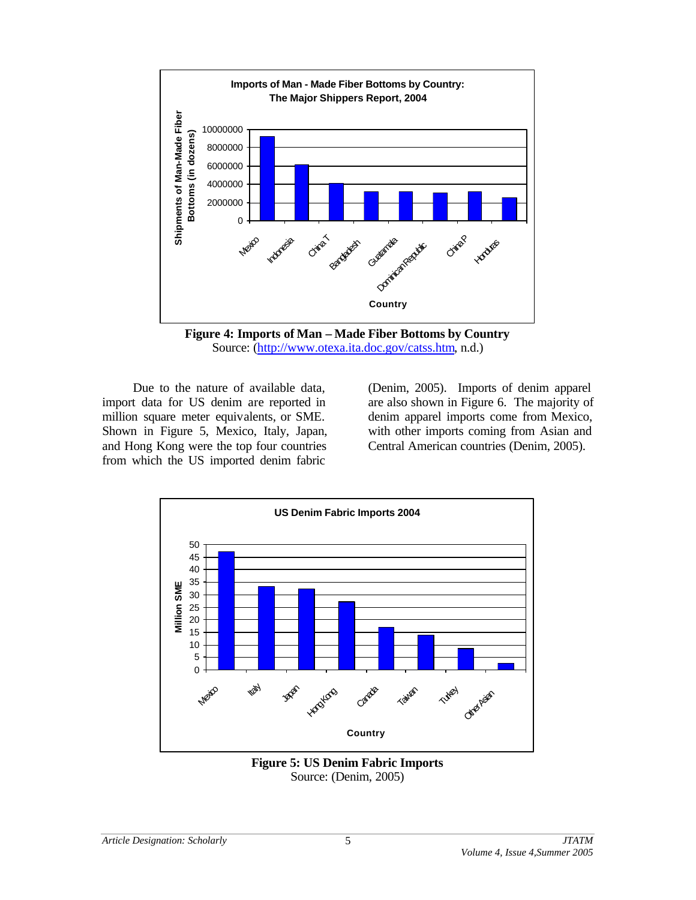**Figure 4: Imports of Man – Made Fiber Bottoms by Country**
Source: (http://www.otexa.ita.doc.gov/catss.htm, n.d.)

Due to the nature of available data, import data for US denim are reported in million square meter equivalents, or SME. Shown in Figure 5, Mexico, Italy, Japan, and Hong Kong were the top four countries from which the US imported denim fabric (Denim, 2005). Imports of denim apparel are also shown in Figure 6. The majority of denim apparel imports come from Mexico, with other imports coming from Asian and Central American countries (Denim, 2005).

**Figure 5: US Denim Fabric Imports**
Source: (Denim, 2005)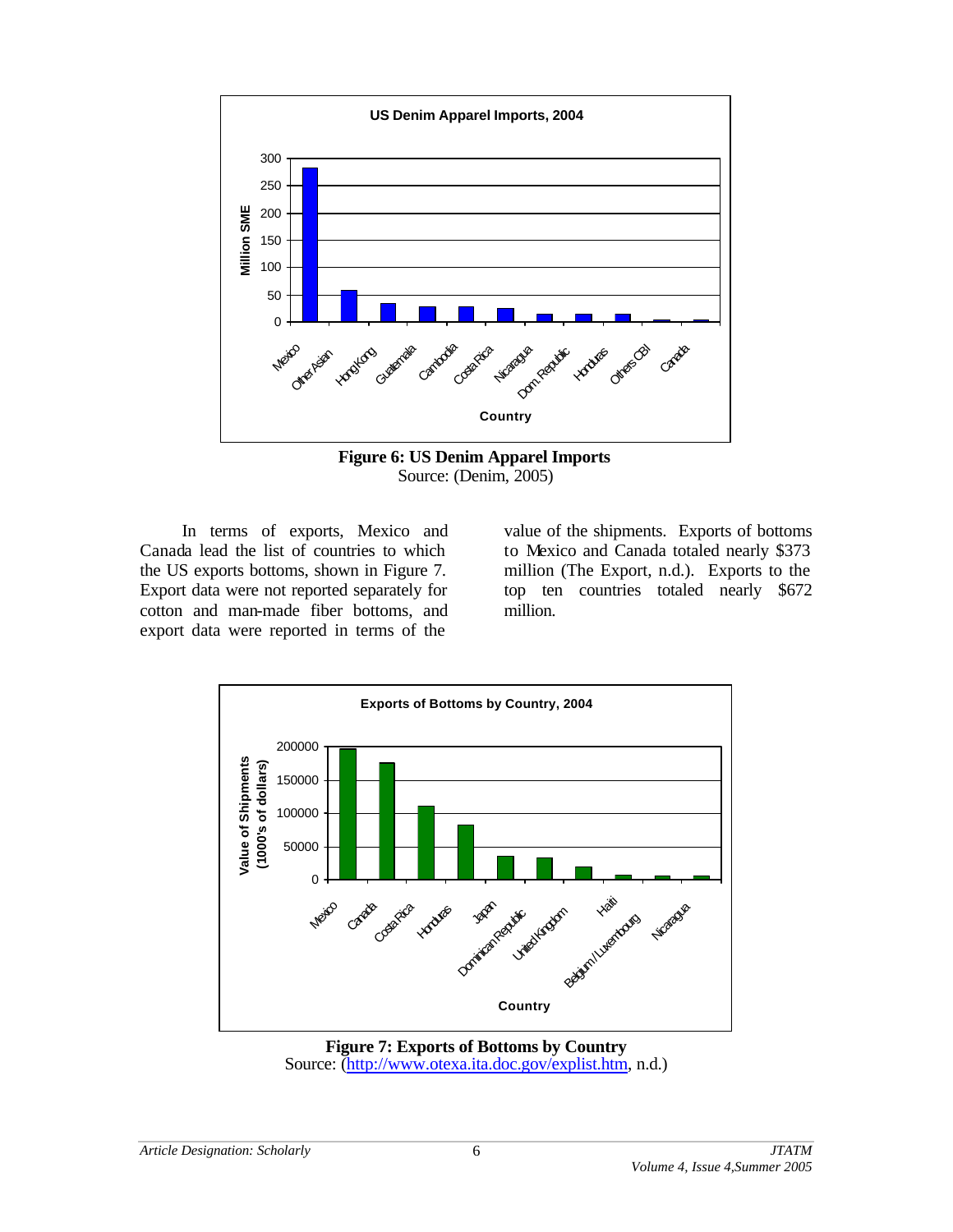**Figure 6: US Denim Apparel Imports**
Source: (Denim, 2005)

In terms of exports, Mexico and Canada lead the list of countries to which the US exports bottoms, shown in Figure 7. Export data were not reported separately for cotton and man-made fiber bottoms, and export data were reported in terms of the value of the shipments. Exports of bottoms to Mexico and Canada totaled nearly $373 million (The Export, n.d.). Exports to the top ten countries totaled nearly $672 million.

**Figure 7: Exports of Bottoms by Country**
Source: (http://www.otexa.ita.doc.gov/explist.htm, n.d.)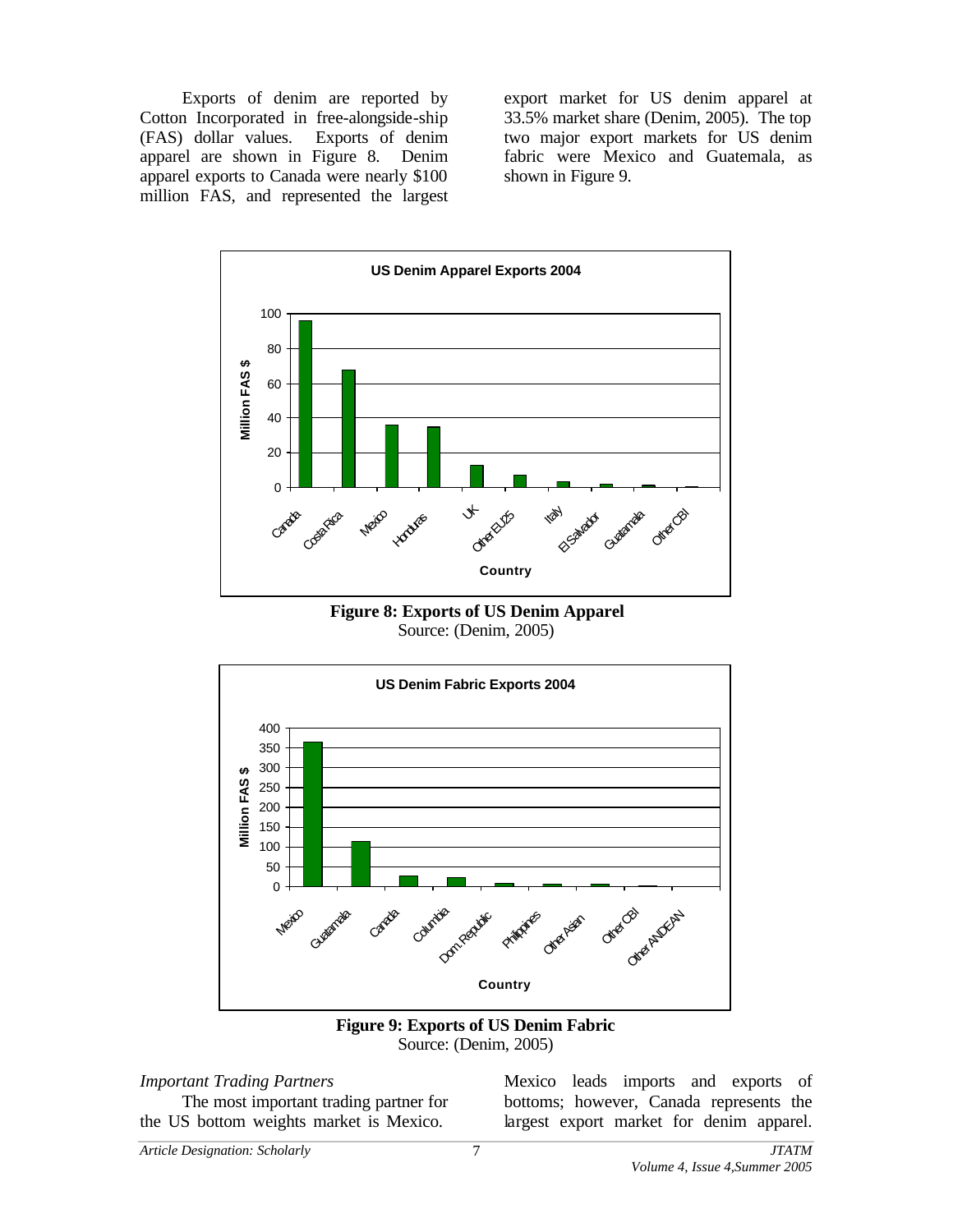Exports of denim are reported by Cotton Incorporated in free-alongside-ship (FAS) dollar values. Exports of denim apparel are shown in Figure 8. Denim apparel exports to Canada were nearly $100 million FAS, and represented the largest export market for US denim apparel at 33.5% market share (Denim, 2005). The top two major export markets for US denim fabric were Mexico and Guatemala, as shown in Figure 9.

**Figure 8: Exports of US Denim Apparel**
Source: (Denim, 2005)

**Figure 9: Exports of US Denim Fabric**
Source: (Denim, 2005)

*Important Trading Partners*

The most important trading partner for the US bottom weights market is Mexico. Mexico leads imports and exports of bottoms; however, Canada represents the largest export market for denim apparel.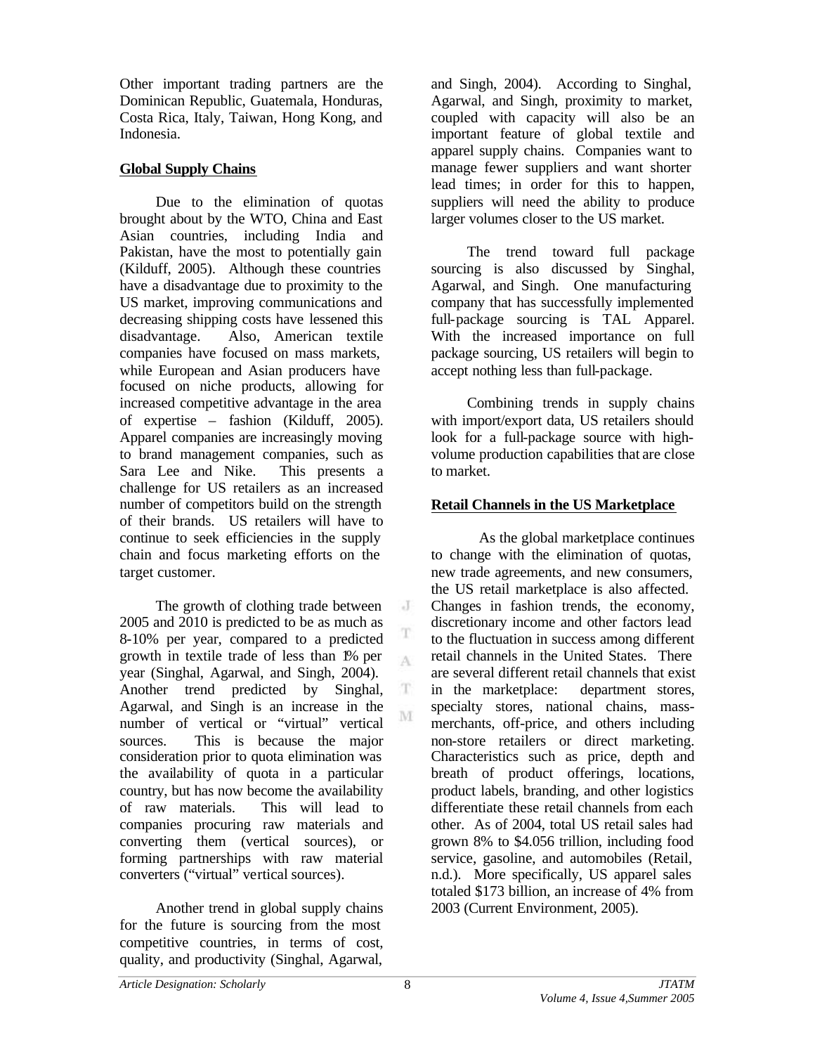Other important trading partners are the Dominican Republic, Guatemala, Honduras, Costa Rica, Italy, Taiwan, Hong Kong, and Indonesia.

## Global Supply Chains

Due to the elimination of quotas brought about by the WTO, China and East Asian countries, including India and Pakistan, have the most to potentially gain (Kilduff, 2005). Although these countries have a disadvantage due to proximity to the US market, improving communications and decreasing shipping costs have lessened this disadvantage. Also, American textile companies have focused on mass markets, while European and Asian producers have focused on niche products, allowing for increased competitive advantage in the area of expertise – fashion (Kilduff, 2005). Apparel companies are increasingly moving to brand management companies, such as Sara Lee and Nike. This presents a challenge for US retailers as an increased number of competitors build on the strength of their brands. US retailers will have to continue to seek efficiencies in the supply chain and focus marketing efforts on the target customer.

The growth of clothing trade between 2005 and 2010 is predicted to be as much as 8-10% per year, compared to a predicted growth in textile trade of less than 1% per year (Singhal, Agarwal, and Singh, 2004). Another trend predicted by Singhal, Agarwal, and Singh is an increase in the number of vertical or "virtual" vertical sources. This is because the major consideration prior to quota elimination was the availability of quota in a particular country, but has now become the availability of raw materials. This will lead to companies procuring raw materials and converting them (vertical sources), or forming partnerships with raw material converters ("virtual" vertical sources).

Another trend in global supply chains for the future is sourcing from the most competitive countries, in terms of cost, quality, and productivity (Singhal, Agarwal, and Singh, 2004). According to Singhal, Agarwal, and Singh, proximity to market, coupled with capacity will also be an important feature of global textile and apparel supply chains. Companies want to manage fewer suppliers and want shorter lead times; in order for this to happen, suppliers will need the ability to produce larger volumes closer to the US market.

The trend toward full package sourcing is also discussed by Singhal, Agarwal, and Singh. One manufacturing company that has successfully implemented full-package sourcing is TAL Apparel. With the increased importance on full package sourcing, US retailers will begin to accept nothing less than full-package.

Combining trends in supply chains with import/export data, US retailers should look for a full-package source with high-volume production capabilities that are close to market.

## Retail Channels in the US Marketplace

As the global marketplace continues to change with the elimination of quotas, new trade agreements, and new consumers, the US retail marketplace is also affected. Changes in fashion trends, the economy, discretionary income and other factors lead to the fluctuation in success among different retail channels in the United States. There are several different retail channels that exist in the marketplace: department stores, specialty stores, national chains, mass-merchants, off-price, and others including non-store retailers or direct marketing. Characteristics such as price, depth and breath of product offerings, locations, product labels, branding, and other logistics differentiate these retail channels from each other. As of 2004, total US retail sales had grown 8% to $4.056 trillion, including food service, gasoline, and automobiles (Retail, n.d.). More specifically, US apparel sales totaled $173 billion, an increase of 4% from 2003 (Current Environment, 2005).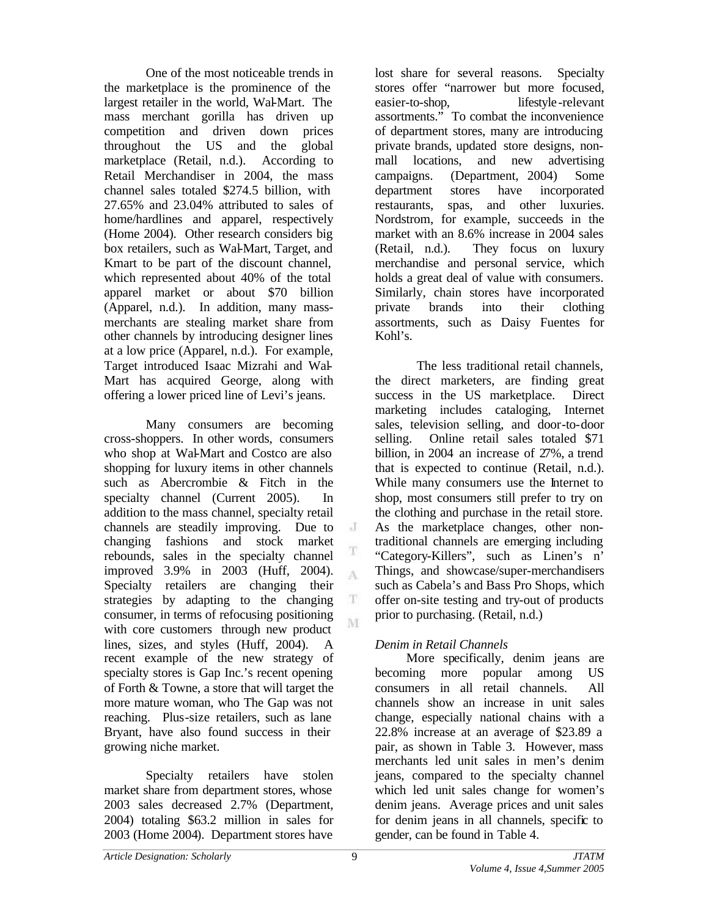One of the most noticeable trends in the marketplace is the prominence of the largest retailer in the world, Wal-Mart. The mass merchant gorilla has driven up competition and driven down prices throughout the US and the global marketplace (Retail, n.d.). According to Retail Merchandiser in 2004, the mass channel sales totaled $274.5 billion, with 27.65% and 23.04% attributed to sales of home/hardlines and apparel, respectively (Home 2004). Other research considers big box retailers, such as Wal-Mart, Target, and Kmart to be part of the discount channel, which represented about 40% of the total apparel market or about $70 billion (Apparel, n.d.). In addition, many mass-merchants are stealing market share from other channels by introducing designer lines at a low price (Apparel, n.d.). For example, Target introduced Isaac Mizrahi and Wal-Mart has acquired George, along with offering a lower priced line of Levi's jeans.

Many consumers are becoming cross-shoppers. In other words, consumers who shop at Wal-Mart and Costco are also shopping for luxury items in other channels such as Abercrombie & Fitch in the specialty channel (Current 2005). In addition to the mass channel, specialty retail channels are steadily improving. Due to changing fashions and stock market rebounds, sales in the specialty channel improved 3.9% in 2003 (Huff, 2004). Specialty retailers are changing their strategies by adapting to the changing consumer, in terms of refocusing positioning with core customers through new product lines, sizes, and styles (Huff, 2004). A recent example of the new strategy of specialty stores is Gap Inc.'s recent opening of Forth & Towne, a store that will target the more mature woman, who The Gap was not reaching. Plus-size retailers, such as lane Bryant, have also found success in their growing niche market.

Specialty retailers have stolen market share from department stores, whose 2003 sales decreased 2.7% (Department, 2004) totaling $63.2 million in sales for 2003 (Home 2004). Department stores have lost share for several reasons. Specialty stores offer "narrower but more focused, easier-to-shop, lifestyle-relevant assortments." To combat the inconvenience of department stores, many are introducing private brands, updated store designs, non-mall locations, and new advertising campaigns. (Department, 2004) Some department stores have incorporated restaurants, spas, and other luxuries. Nordstrom, for example, succeeds in the market with an 8.6% increase in 2004 sales (Retail, n.d.). They focus on luxury merchandise and personal service, which holds a great deal of value with consumers. Similarly, chain stores have incorporated private brands into their clothing assortments, such as Daisy Fuentes for Kohl's.

The less traditional retail channels, the direct marketers, are finding great success in the US marketplace. Direct marketing includes cataloging, Internet sales, television selling, and door-to-door selling. Online retail sales totaled $71 billion, in 2004 an increase of 27%, a trend that is expected to continue (Retail, n.d.). While many consumers use the Internet to shop, most consumers still prefer to try on the clothing and purchase in the retail store. As the marketplace changes, other non-traditional channels are emerging including "Category-Killers", such as Linen's n' Things, and showcase/super-merchandisers such as Cabela's and Bass Pro Shops, which offer on-site testing and try-out of products prior to purchasing. (Retail, n.d.)

*Denim in Retail Channels*

More specifically, denim jeans are becoming more popular among US consumers in all retail channels. All channels show an increase in unit sales change, especially national chains with a 22.8% increase at an average of $23.89 a pair, as shown in Table 3. However, mass merchants led unit sales in men's denim jeans, compared to the specialty channel which led unit sales change for women's denim jeans. Average prices and unit sales for denim jeans in all channels, specific to gender, can be found in Table 4.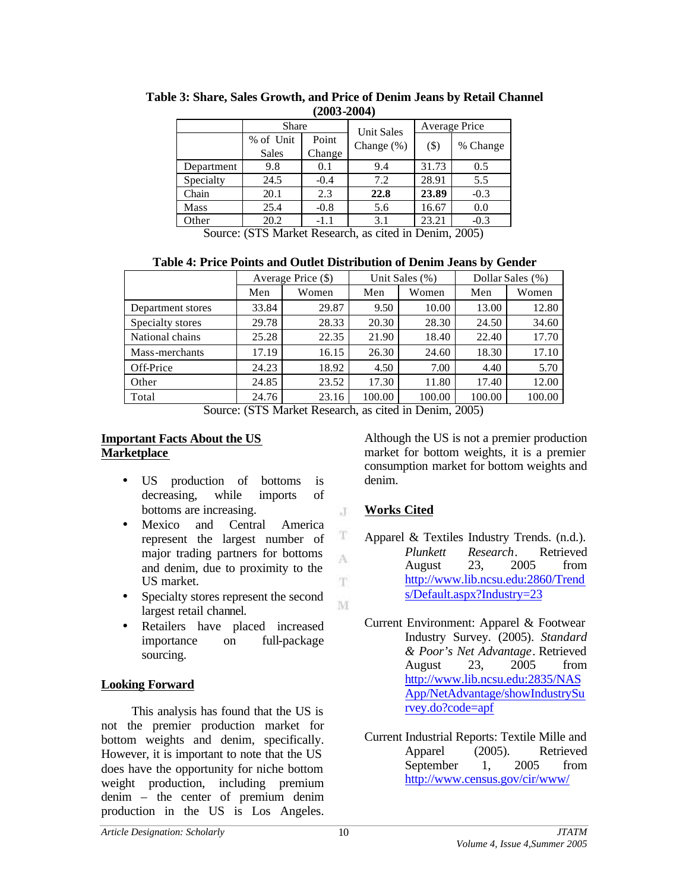**Table 3: Share, Sales Growth, and Price of Denim Jeans by Retail Channel (2003-2004)**

| | Share | | Unit Sales Change (%) | Average Price | |
|---|---|---|---|---|---|
| | % of Unit Sales | Point Change | | ($) | % Change |
| Department | 9.8 | 0.1 | 9.4 | 31.73 | 0.5 |
| Specialty | 24.5 | -0.4 | 7.2 | 28.91 | 5.5 |
| Chain | 20.1 | 2.3 | **22.8** | **23.89** | -0.3 |
| Mass | 25.4 | -0.8 | 5.6 | 16.67 | 0.0 |
| Other | 20.2 | -1.1 | 3.1 | 23.21 | -0.3 |

Source: (STS Market Research, as cited in Denim, 2005)

**Table 4: Price Points and Outlet Distribution of Denim Jeans by Gender**

| | Average Price ($) | | Unit Sales (%) | | Dollar Sales (%) | |
|---|---|---|---|---|---|---|
| | Men | Women | Men | Women | Men | Women |
| Department stores | 33.84 | 29.87 | 9.50 | 10.00 | 13.00 | 12.80 |
| Specialty stores | 29.78 | 28.33 | 20.30 | 28.30 | 24.50 | 34.60 |
| National chains | 25.28 | 22.35 | 21.90 | 18.40 | 22.40 | 17.70 |
| Mass-merchants | 17.19 | 16.15 | 26.30 | 24.60 | 18.30 | 17.10 |
| Off-Price | 24.23 | 18.92 | 4.50 | 7.00 | 4.40 | 5.70 |
| Other | 24.85 | 23.52 | 17.30 | 11.80 | 17.40 | 12.00 |
| Total | 24.76 | 23.16 | 100.00 | 100.00 | 100.00 | 100.00 |

Source: (STS Market Research, as cited in Denim, 2005)

## Important Facts About the US Marketplace

- US production of bottoms is decreasing, while imports of bottoms are increasing.
- Mexico and Central America represent the largest number of major trading partners for bottoms and denim, due to proximity to the US market.
- Specialty stores represent the second largest retail channel.
- Retailers have placed increased importance on full-package sourcing.

## Looking Forward

This analysis has found that the US is not the premier production market for bottom weights and denim, specifically. However, it is important to note that the US does have the opportunity for niche bottom weight production, including premium denim – the center of premium denim production in the US is Los Angeles. Although the US is not a premier production market for bottom weights, it is a premier consumption market for bottom weights and denim.

## Works Cited

Apparel & Textiles Industry Trends. (n.d.). *Plunkett Research*. Retrieved August 23, 2005 from http://www.lib.ncsu.edu:2860/Trends/Default.aspx?Industry=23

Current Environment: Apparel & Footwear Industry Survey. (2005). *Standard & Poor's Net Advantage*. Retrieved August 23, 2005 from http://www.lib.ncsu.edu:2835/NASApp/NetAdvantage/showIndustrySurvey.do?code=apf

Current Industrial Reports: Textile Mille and Apparel (2005). Retrieved September 1, 2005 from http://www.census.gov/cir/www/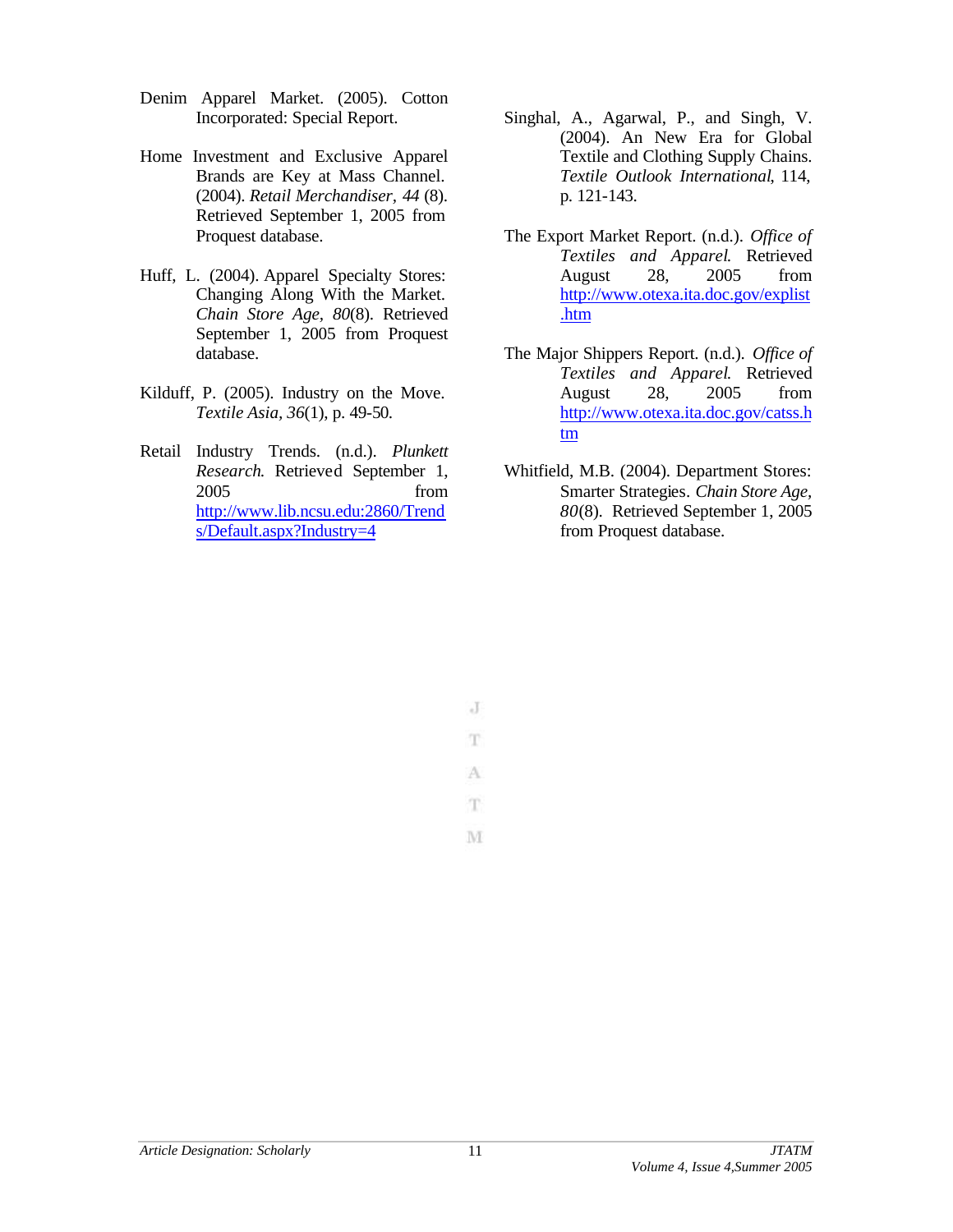Denim Apparel Market. (2005). Cotton Incorporated: Special Report.

Home Investment and Exclusive Apparel Brands are Key at Mass Channel. (2004). *Retail Merchandiser, 44* (8). Retrieved September 1, 2005 from Proquest database.

Huff, L. (2004). Apparel Specialty Stores: Changing Along With the Market. *Chain Store Age, 80*(8). Retrieved September 1, 2005 from Proquest database.

Kilduff, P. (2005). Industry on the Move. *Textile Asia, 36*(1), p. 49-50.

Retail Industry Trends. (n.d.). *Plunkett Research*. Retrieved September 1, 2005 from http://www.lib.ncsu.edu:2860/Trends/Default.aspx?Industry=4

Singhal, A., Agarwal, P., and Singh, V. (2004). An New Era for Global Textile and Clothing Supply Chains. *Textile Outlook International*, 114, p. 121-143.

The Export Market Report. (n.d.). *Office of Textiles and Apparel*. Retrieved August 28, 2005 from http://www.otexa.ita.doc.gov/explist.htm

The Major Shippers Report. (n.d.). *Office of Textiles and Apparel*. Retrieved August 28, 2005 from http://www.otexa.ita.doc.gov/catss.htm

Whitfield, M.B. (2004). Department Stores: Smarter Strategies. *Chain Store Age, 80*(8). Retrieved September 1, 2005 from Proquest database.